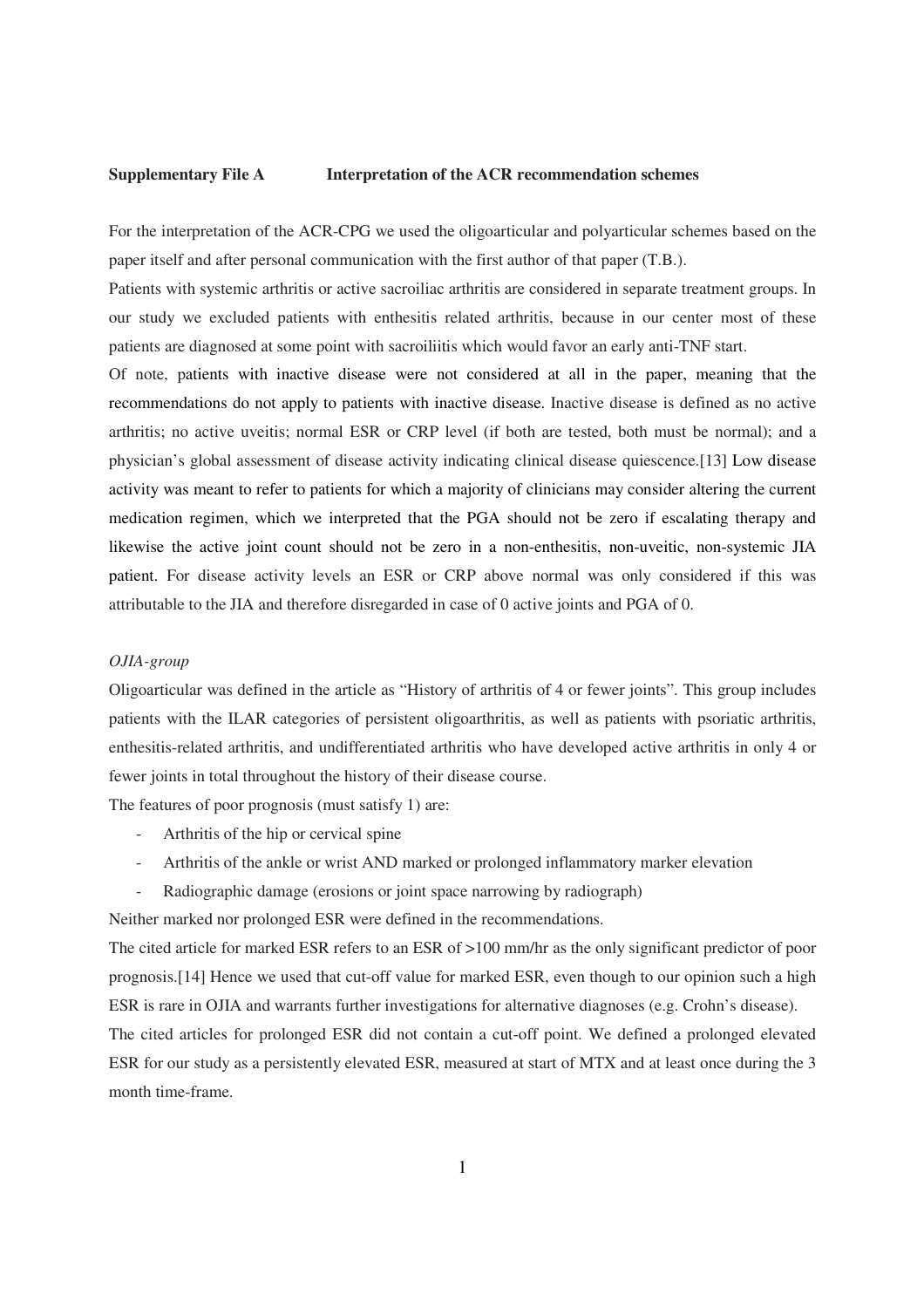**Supplementary File A Interpretation of the ACR recommendation schemes**

For the interpretation of the ACR-CPG we used the oligoarticular and polyarticular schemes based on the paper itself and after personal communication with the first author of that paper (T.B.).

Patients with systemic arthritis or active sacroiliac arthritis are considered in separate treatment groups. In our study we excluded patients with enthesitis related arthritis, because in our center most of these patients are diagnosed at some point with sacroiliitis which would favor an early anti-TNF start.

Of note, patients with inactive disease were not considered at all in the paper, meaning that the recommendations do not apply to patients with inactive disease. Inactive disease is defined as no active arthritis; no active uveitis; normal ESR or CRP level (if both are tested, both must be normal); and a physician's global assessment of disease activity indicating clinical disease quiescence.[13] Low disease activity was meant to refer to patients for which a majority of clinicians may consider altering the current medication regimen, which we interpreted that the PGA should not be zero if escalating therapy and likewise the active joint count should not be zero in a non-enthesitis, non-uveitic, non-systemic JIA patient. For disease activity levels an ESR or CRP above normal was only considered if this was attributable to the JIA and therefore disregarded in case of 0 active joints and PGA of 0.

*OJIA-group*

Oligoarticular was defined in the article as "History of arthritis of 4 or fewer joints". This group includes patients with the ILAR categories of persistent oligoarthritis, as well as patients with psoriatic arthritis, enthesitis-related arthritis, and undifferentiated arthritis who have developed active arthritis in only 4 or fewer joints in total throughout the history of their disease course.

The features of poor prognosis (must satisfy 1) are:

- Arthritis of the hip or cervical spine
- Arthritis of the ankle or wrist AND marked or prolonged inflammatory marker elevation
- Radiographic damage (erosions or joint space narrowing by radiograph)

Neither marked nor prolonged ESR were defined in the recommendations.

The cited article for marked ESR refers to an ESR of >100 mm/hr as the only significant predictor of poor prognosis.[14] Hence we used that cut-off value for marked ESR, even though to our opinion such a high ESR is rare in OJIA and warrants further investigations for alternative diagnoses (e.g. Crohn's disease).

The cited articles for prolonged ESR did not contain a cut-off point. We defined a prolonged elevated ESR for our study as a persistently elevated ESR, measured at start of MTX and at least once during the 3 month time-frame.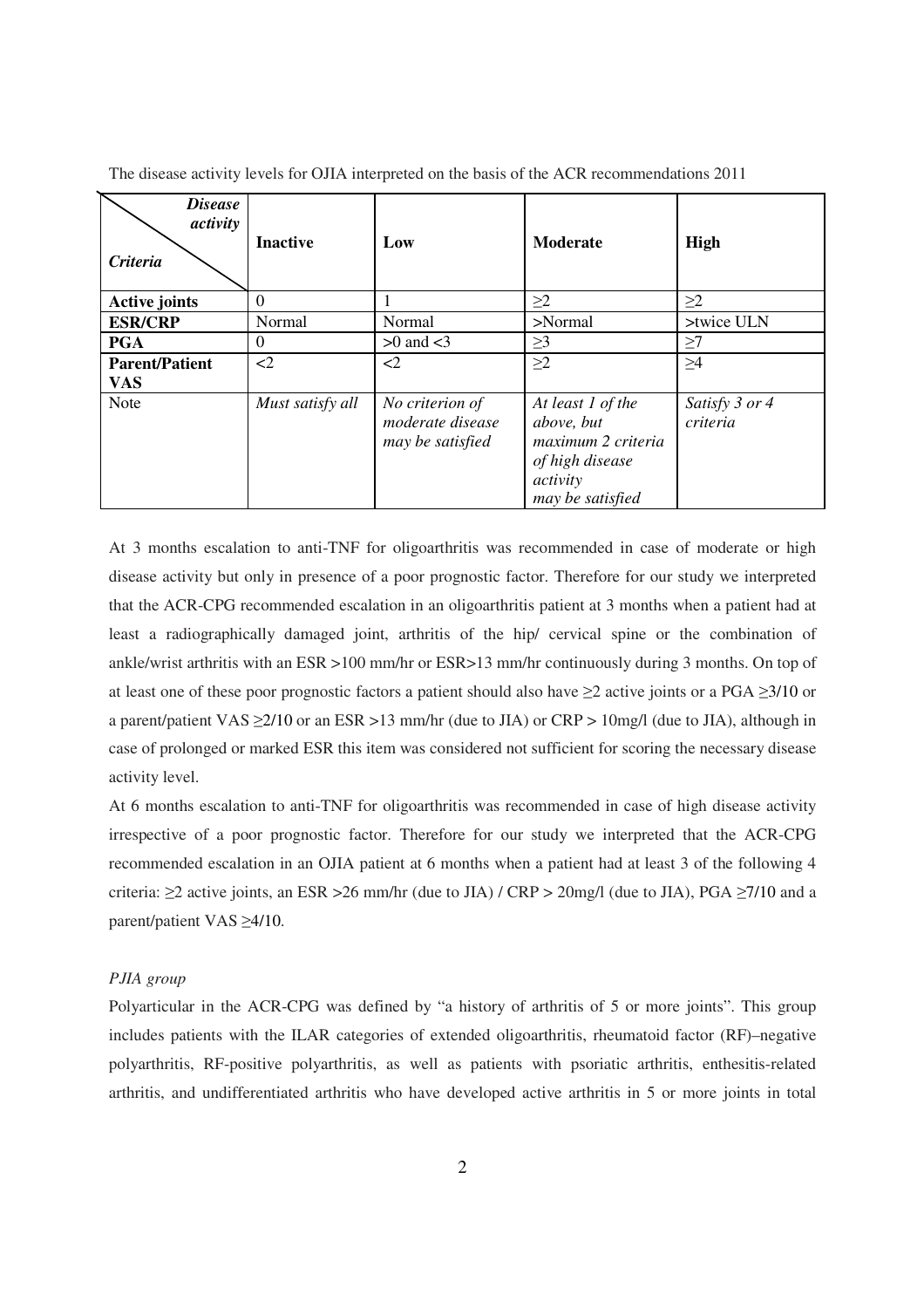The disease activity levels for OJIA interpreted on the basis of the ACR recommendations 2011

| *Disease activity* / *Criteria* | **Inactive** | **Low** | **Moderate** | **High** |
| --- | --- | --- | --- | --- |
| **Active joints** | 0 | 1 | ≥2 | ≥2 |
| **ESR/CRP** | Normal | Normal | >Normal | >twice ULN |
| **PGA** | 0 | >0 and <3 | ≥3 | ≥7 |
| **Parent/Patient VAS** | <2 | <2 | ≥2 | ≥4 |
| Note | *Must satisfy all* | *No criterion of moderate disease may be satisfied* | *At least 1 of the above, but maximum 2 criteria of high disease activity may be satisfied* | *Satisfy 3 or 4 criteria* |

At 3 months escalation to anti-TNF for oligoarthritis was recommended in case of moderate or high disease activity but only in presence of a poor prognostic factor. Therefore for our study we interpreted that the ACR-CPG recommended escalation in an oligoarthritis patient at 3 months when a patient had at least a radiographically damaged joint, arthritis of the hip/ cervical spine or the combination of ankle/wrist arthritis with an ESR >100 mm/hr or ESR>13 mm/hr continuously during 3 months. On top of at least one of these poor prognostic factors a patient should also have ≥2 active joints or a PGA ≥3/10 or a parent/patient VAS ≥2/10 or an ESR >13 mm/hr (due to JIA) or CRP > 10mg/l (due to JIA), although in case of prolonged or marked ESR this item was considered not sufficient for scoring the necessary disease activity level.

At 6 months escalation to anti-TNF for oligoarthritis was recommended in case of high disease activity irrespective of a poor prognostic factor. Therefore for our study we interpreted that the ACR-CPG recommended escalation in an OJIA patient at 6 months when a patient had at least 3 of the following 4 criteria: ≥2 active joints, an ESR >26 mm/hr (due to JIA) / CRP > 20mg/l (due to JIA), PGA ≥7/10 and a parent/patient VAS ≥4/10.

*PJIA group*

Polyarticular in the ACR-CPG was defined by "a history of arthritis of 5 or more joints". This group includes patients with the ILAR categories of extended oligoarthritis, rheumatoid factor (RF)–negative polyarthritis, RF-positive polyarthritis, as well as patients with psoriatic arthritis, enthesitis-related arthritis, and undifferentiated arthritis who have developed active arthritis in 5 or more joints in total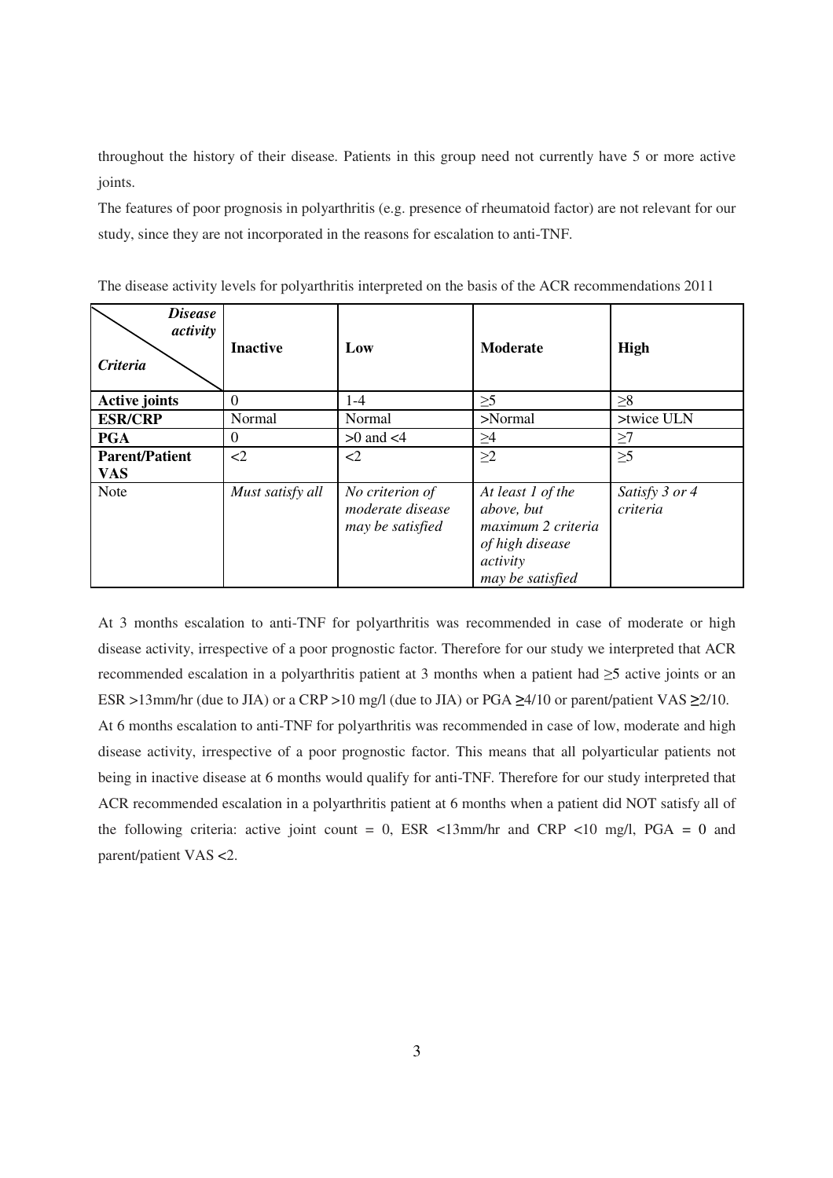throughout the history of their disease. Patients in this group need not currently have 5 or more active joints.

The features of poor prognosis in polyarthritis (e.g. presence of rheumatoid factor) are not relevant for our study, since they are not incorporated in the reasons for escalation to anti-TNF.

The disease activity levels for polyarthritis interpreted on the basis of the ACR recommendations 2011

| ***Disease activity*** / ***Criteria*** | **Inactive** | **Low** | **Moderate** | **High** |
|---|---|---|---|---|
| **Active joints** | 0 | 1-4 | ≥5 | ≥8 |
| **ESR/CRP** | Normal | Normal | >Normal | >twice ULN |
| **PGA** | 0 | >0 and <4 | ≥4 | ≥7 |
| **Parent/Patient VAS** | <2 | <2 | ≥2 | ≥5 |
| Note | *Must satisfy all* | *No criterion of moderate disease may be satisfied* | *At least 1 of the above, but maximum 2 criteria of high disease activity may be satisfied* | *Satisfy 3 or 4 criteria* |

At 3 months escalation to anti-TNF for polyarthritis was recommended in case of moderate or high disease activity, irrespective of a poor prognostic factor. Therefore for our study we interpreted that ACR recommended escalation in a polyarthritis patient at 3 months when a patient had ≥5 active joints or an ESR >13mm/hr (due to JIA) or a CRP >10 mg/l (due to JIA) or PGA ≥4/10 or parent/patient VAS ≥2/10.

At 6 months escalation to anti-TNF for polyarthritis was recommended in case of low, moderate and high disease activity, irrespective of a poor prognostic factor. This means that all polyarticular patients not being in inactive disease at 6 months would qualify for anti-TNF. Therefore for our study interpreted that ACR recommended escalation in a polyarthritis patient at 6 months when a patient did NOT satisfy all of the following criteria: active joint count = 0, ESR <13mm/hr and CRP <10 mg/l, PGA = 0 and parent/patient VAS <2.